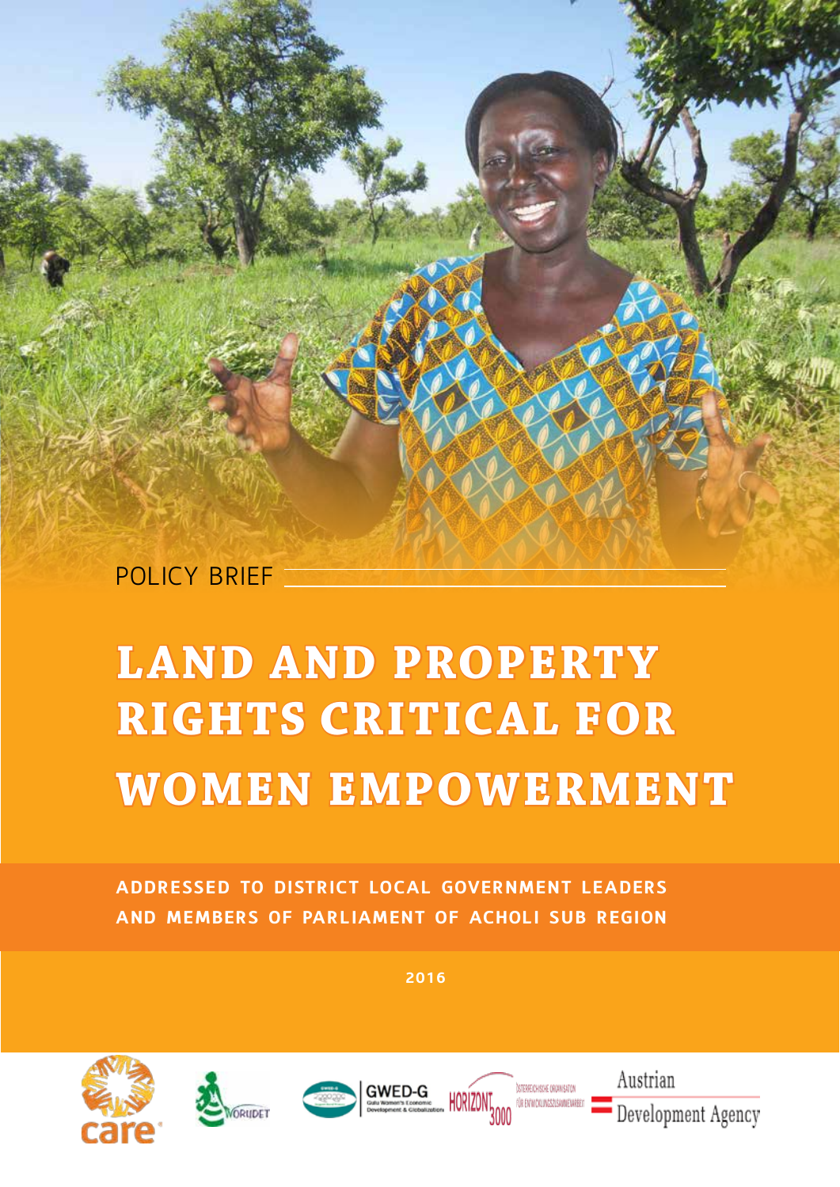POLICY BRIEF

# LAND AND PROPERTY RIGHTS CRITICAL FOR WOMEN EMPOWERMENT

**ADDRESSED TO DISTRICT LOCAL GOVERNMENT LEADERS AND MEMBERS OF PARLIAMENT OF ACHOLI SUB REGION**

2016

care

WORUDET

GWED-G Gulu Women's Economic Development & Globalization

HORIZONT3000 ÖSTERREICHISCHE ORGANISATION FÜR ENTWICKLUNGSZUSAMMENARBEIT

Austrian Development Agency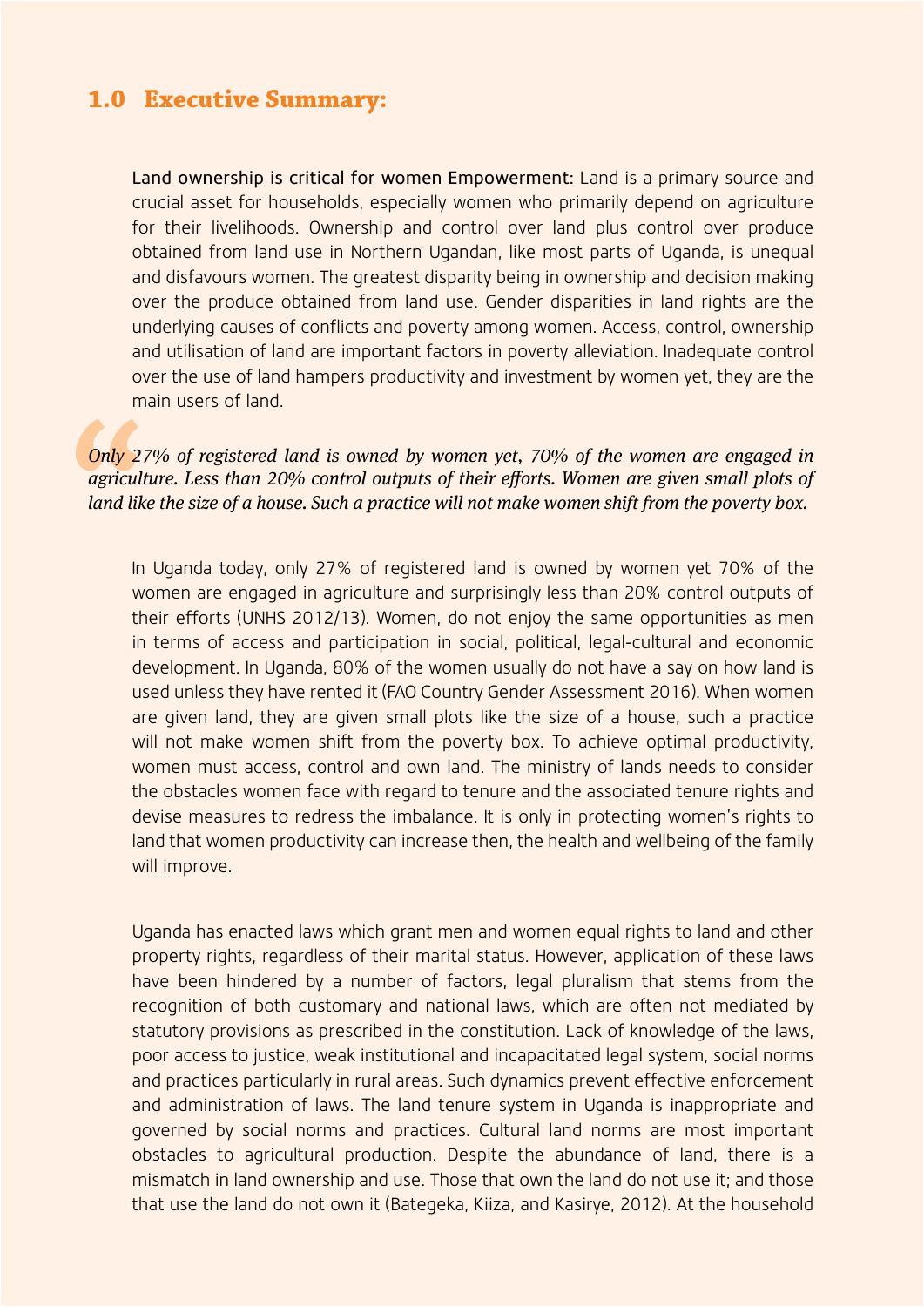## 1.0 Executive Summary:

Land ownership is critical for women Empowerment: Land is a primary source and crucial asset for households, especially women who primarily depend on agriculture for their livelihoods. Ownership and control over land plus control over produce obtained from land use in Northern Ugandan, like most parts of Uganda, is unequal and disfavours women. The greatest disparity being in ownership and decision making over the produce obtained from land use. Gender disparities in land rights are the underlying causes of conflicts and poverty among women. Access, control, ownership and utilisation of land are important factors in poverty alleviation. Inadequate control over the use of land hampers productivity and investment by women yet, they are the main users of land.

> *Only 27% of registered land is owned by women yet, 70% of the women are engaged in agriculture. Less than 20% control outputs of their efforts. Women are given small plots of land like the size of a house. Such a practice will not make women shift from the poverty box.*

In Uganda today, only 27% of registered land is owned by women yet 70% of the women are engaged in agriculture and surprisingly less than 20% control outputs of their efforts (UNHS 2012/13). Women, do not enjoy the same opportunities as men in terms of access and participation in social, political, legal-cultural and economic development. In Uganda, 80% of the women usually do not have a say on how land is used unless they have rented it (FAO Country Gender Assessment 2016). When women are given land, they are given small plots like the size of a house, such a practice will not make women shift from the poverty box. To achieve optimal productivity, women must access, control and own land. The ministry of lands needs to consider the obstacles women face with regard to tenure and the associated tenure rights and devise measures to redress the imbalance. It is only in protecting women's rights to land that women productivity can increase then, the health and wellbeing of the family will improve.

Uganda has enacted laws which grant men and women equal rights to land and other property rights, regardless of their marital status. However, application of these laws have been hindered by a number of factors, legal pluralism that stems from the recognition of both customary and national laws, which are often not mediated by statutory provisions as prescribed in the constitution. Lack of knowledge of the laws, poor access to justice, weak institutional and incapacitated legal system, social norms and practices particularly in rural areas. Such dynamics prevent effective enforcement and administration of laws. The land tenure system in Uganda is inappropriate and governed by social norms and practices. Cultural land norms are most important obstacles to agricultural production. Despite the abundance of land, there is a mismatch in land ownership and use. Those that own the land do not use it; and those that use the land do not own it (Bategeka, Kiiza, and Kasirye, 2012). At the household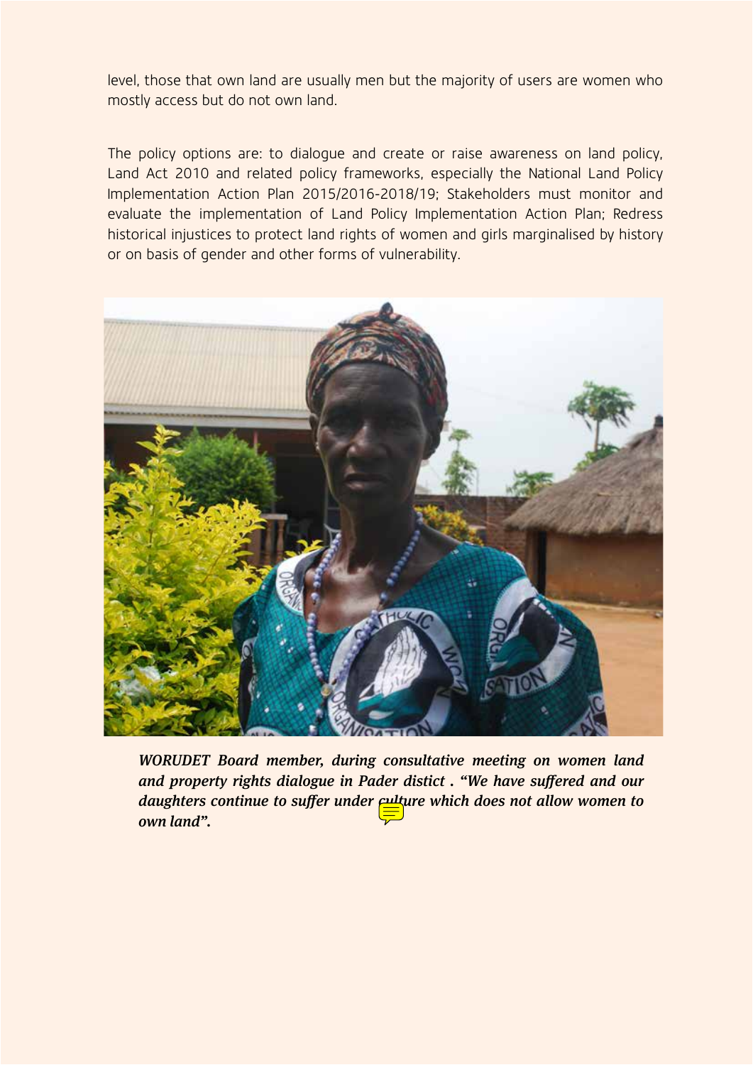level, those that own land are usually men but the majority of users are women who mostly access but do not own land.

The policy options are: to dialogue and create or raise awareness on land policy, Land Act 2010 and related policy frameworks, especially the National Land Policy Implementation Action Plan 2015/2016-2018/19; Stakeholders must monitor and evaluate the implementation of Land Policy Implementation Action Plan; Redress historical injustices to protect land rights of women and girls marginalised by history or on basis of gender and other forms of vulnerability.

***WORUDET Board member, during consultative meeting on women land and property rights dialogue in Pader distict . "We have suffered and our daughters continue to suffer under culture which does not allow women to own land".***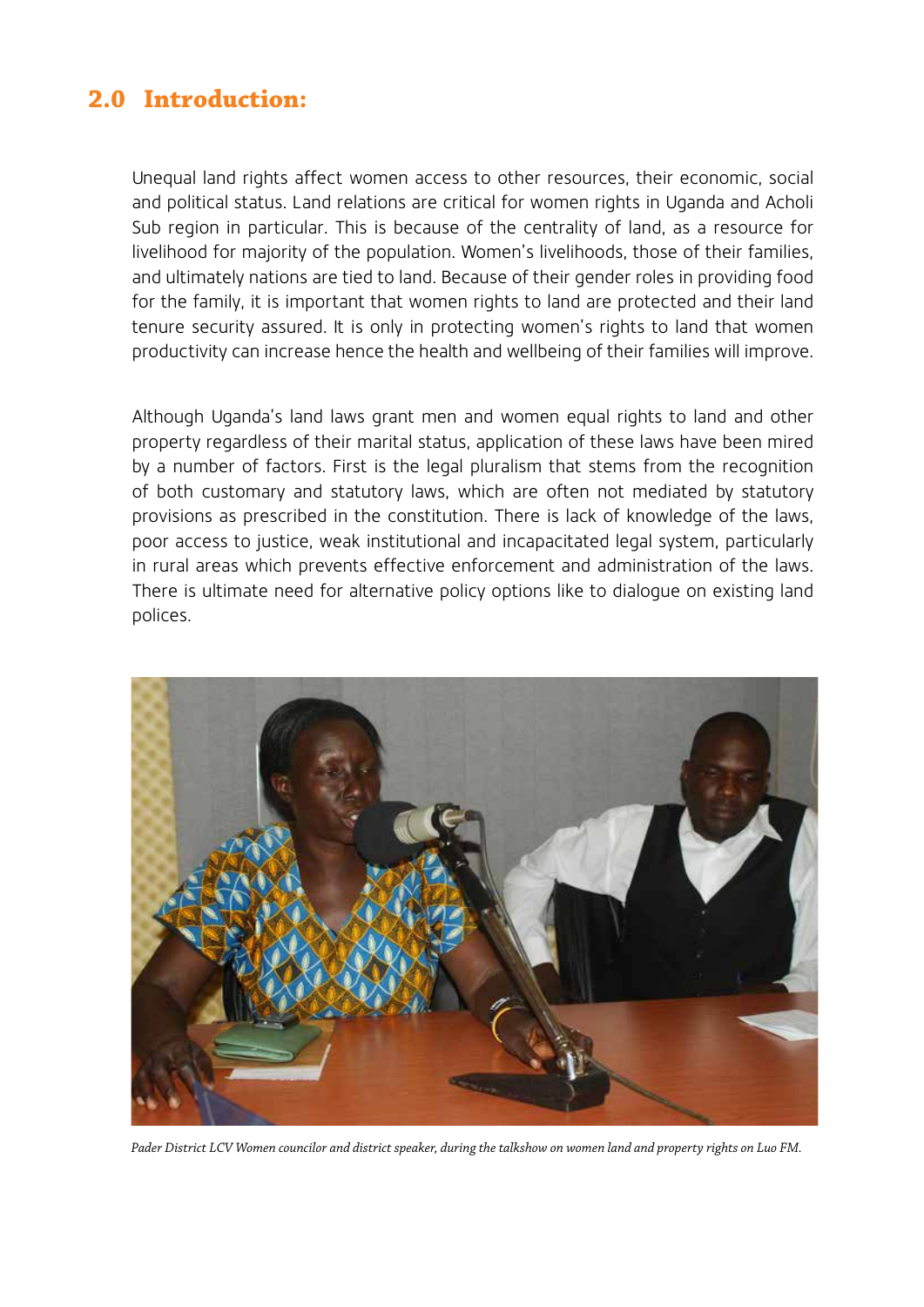## 2.0 Introduction:

Unequal land rights affect women access to other resources, their economic, social and political status. Land relations are critical for women rights in Uganda and Acholi Sub region in particular. This is because of the centrality of land, as a resource for livelihood for majority of the population. Women's livelihoods, those of their families, and ultimately nations are tied to land. Because of their gender roles in providing food for the family, it is important that women rights to land are protected and their land tenure security assured. It is only in protecting women's rights to land that women productivity can increase hence the health and wellbeing of their families will improve.

Although Uganda's land laws grant men and women equal rights to land and other property regardless of their marital status, application of these laws have been mired by a number of factors. First is the legal pluralism that stems from the recognition of both customary and statutory laws, which are often not mediated by statutory provisions as prescribed in the constitution. There is lack of knowledge of the laws, poor access to justice, weak institutional and incapacitated legal system, particularly in rural areas which prevents effective enforcement and administration of the laws. There is ultimate need for alternative policy options like to dialogue on existing land polices.

*Pader District LCV Women councilor and district speaker, during the talkshow on women land and property rights on Luo FM.*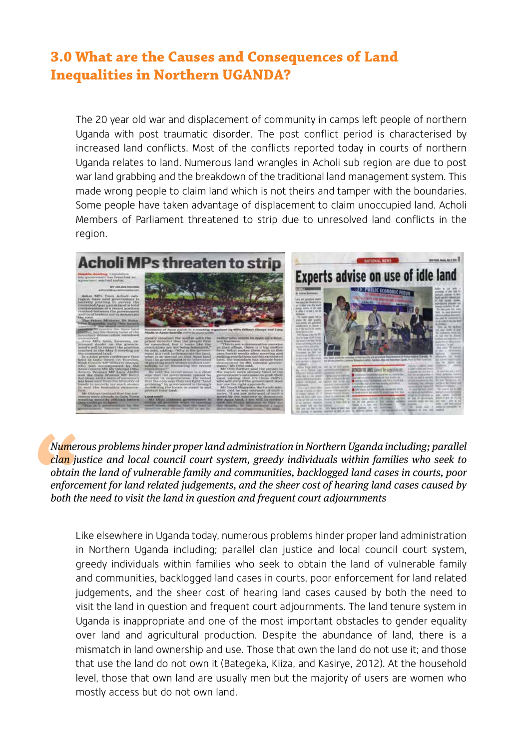## 3.0 What are the Causes and Consequences of Land Inequalities in Northern UGANDA?

The 20 year old war and displacement of community in camps left people of northern Uganda with post traumatic disorder. The post conflict period is characterised by increased land conflicts. Most of the conflicts reported today in courts of northern Uganda relates to land. Numerous land wrangles in Acholi sub region are due to post war land grabbing and the breakdown of the traditional land management system. This made wrong people to claim land which is not theirs and tamper with the boundaries. Some people have taken advantage of displacement to claim unoccupied land. Acholi Members of Parliament threatened to strip due to unresolved land conflicts in the region.

> *Numerous problems hinder proper land administration in Northern Uganda including; parallel clan justice and local council court system, greedy individuals within families who seek to obtain the land of vulnerable family and communities, backlogged land cases in courts, poor enforcement for land related judgements, and the sheer cost of hearing land cases caused by both the need to visit the land in question and frequent court adjournments*

Like elsewhere in Uganda today, numerous problems hinder proper land administration in Northern Uganda including; parallel clan justice and local council court system, greedy individuals within families who seek to obtain the land of vulnerable family and communities, backlogged land cases in courts, poor enforcement for land related judgements, and the sheer cost of hearing land cases caused by both the need to visit the land in question and frequent court adjournments. The land tenure system in Uganda is inappropriate and one of the most important obstacles to gender equality over land and agricultural production. Despite the abundance of land, there is a mismatch in land ownership and use. Those that own the land do not use it; and those that use the land do not own it (Bategeka, Kiiza, and Kasirye, 2012). At the household level, those that own land are usually men but the majority of users are women who mostly access but do not own land.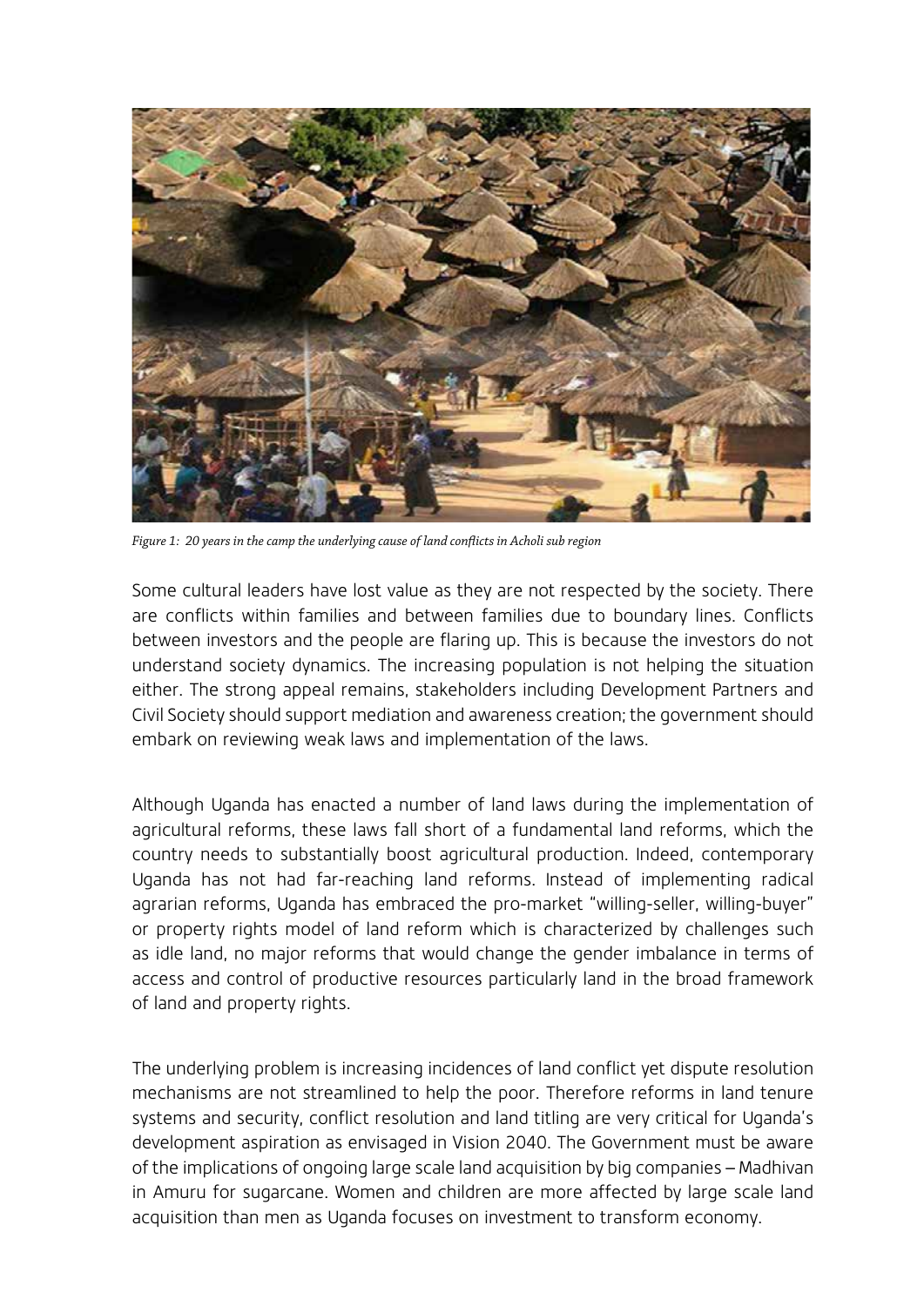*Figure 1: 20 years in the camp the underlying cause of land conflicts in Acholi sub region*

Some cultural leaders have lost value as they are not respected by the society. There are conflicts within families and between families due to boundary lines. Conflicts between investors and the people are flaring up. This is because the investors do not understand society dynamics. The increasing population is not helping the situation either. The strong appeal remains, stakeholders including Development Partners and Civil Society should support mediation and awareness creation; the government should embark on reviewing weak laws and implementation of the laws.

Although Uganda has enacted a number of land laws during the implementation of agricultural reforms, these laws fall short of a fundamental land reforms, which the country needs to substantially boost agricultural production. Indeed, contemporary Uganda has not had far-reaching land reforms. Instead of implementing radical agrarian reforms, Uganda has embraced the pro-market "willing-seller, willing-buyer" or property rights model of land reform which is characterized by challenges such as idle land, no major reforms that would change the gender imbalance in terms of access and control of productive resources particularly land in the broad framework of land and property rights.

The underlying problem is increasing incidences of land conflict yet dispute resolution mechanisms are not streamlined to help the poor. Therefore reforms in land tenure systems and security, conflict resolution and land titling are very critical for Uganda's development aspiration as envisaged in Vision 2040. The Government must be aware of the implications of ongoing large scale land acquisition by big companies – Madhivan in Amuru for sugarcane. Women and children are more affected by large scale land acquisition than men as Uganda focuses on investment to transform economy.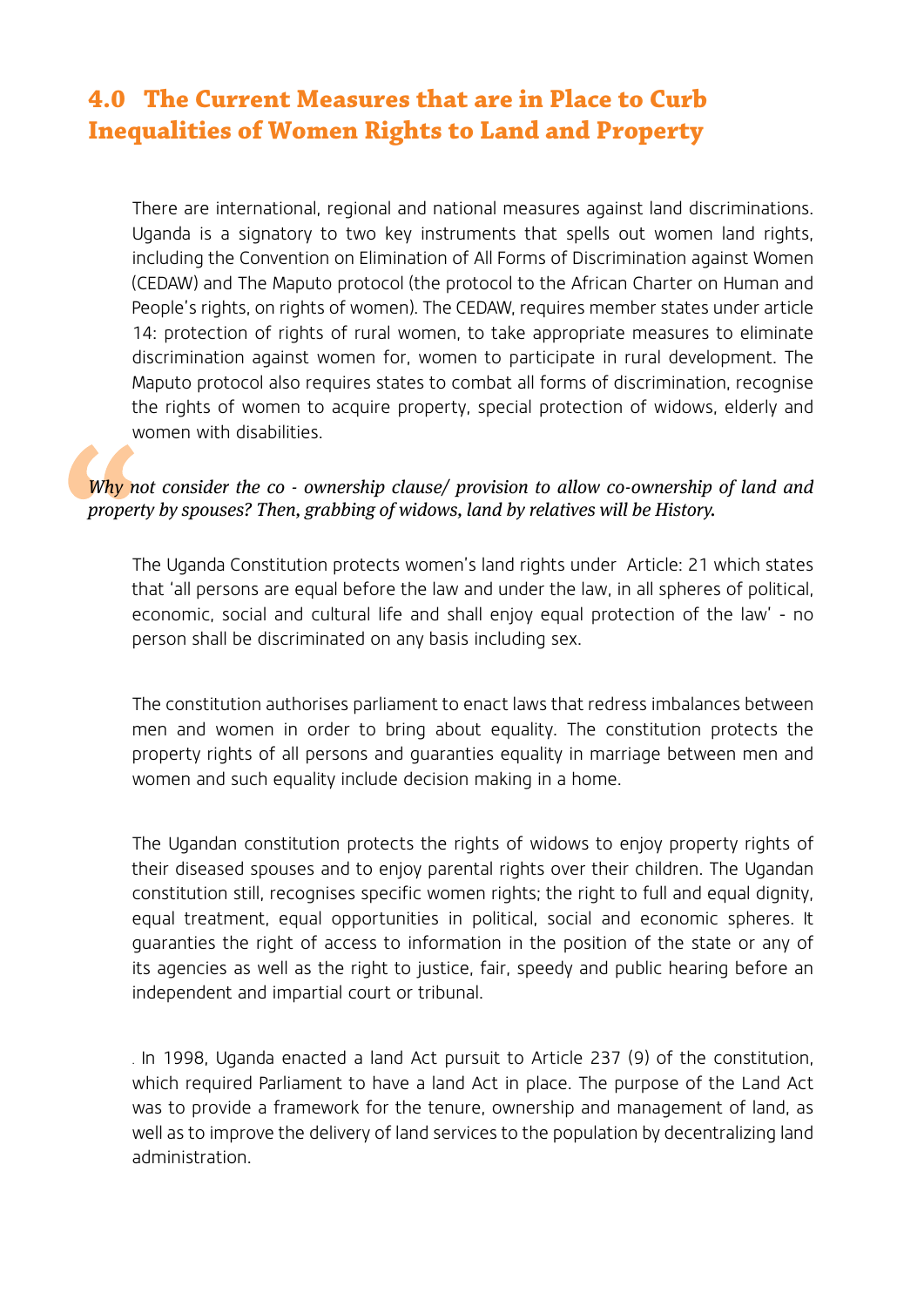## 4.0 The Current Measures that are in Place to Curb Inequalities of Women Rights to Land and Property

There are international, regional and national measures against land discriminations. Uganda is a signatory to two key instruments that spells out women land rights, including the Convention on Elimination of All Forms of Discrimination against Women (CEDAW) and The Maputo protocol (the protocol to the African Charter on Human and People's rights, on rights of women). The CEDAW, requires member states under article 14: protection of rights of rural women, to take appropriate measures to eliminate discrimination against women for, women to participate in rural development. The Maputo protocol also requires states to combat all forms of discrimination, recognise the rights of women to acquire property, special protection of widows, elderly and women with disabilities.

> *Why not consider the co - ownership clause/ provision to allow co-ownership of land and property by spouses? Then, grabbing of widows, land by relatives will be History.*

The Uganda Constitution protects women's land rights under Article: 21 which states that 'all persons are equal before the law and under the law, in all spheres of political, economic, social and cultural life and shall enjoy equal protection of the law' - no person shall be discriminated on any basis including sex.

The constitution authorises parliament to enact laws that redress imbalances between men and women in order to bring about equality. The constitution protects the property rights of all persons and guaranties equality in marriage between men and women and such equality include decision making in a home.

The Ugandan constitution protects the rights of widows to enjoy property rights of their diseased spouses and to enjoy parental rights over their children. The Ugandan constitution still, recognises specific women rights; the right to full and equal dignity, equal treatment, equal opportunities in political, social and economic spheres. It guaranties the right of access to information in the position of the state or any of its agencies as well as the right to justice, fair, speedy and public hearing before an independent and impartial court or tribunal.

. In 1998, Uganda enacted a land Act pursuit to Article 237 (9) of the constitution, which required Parliament to have a land Act in place. The purpose of the Land Act was to provide a framework for the tenure, ownership and management of land, as well as to improve the delivery of land services to the population by decentralizing land administration.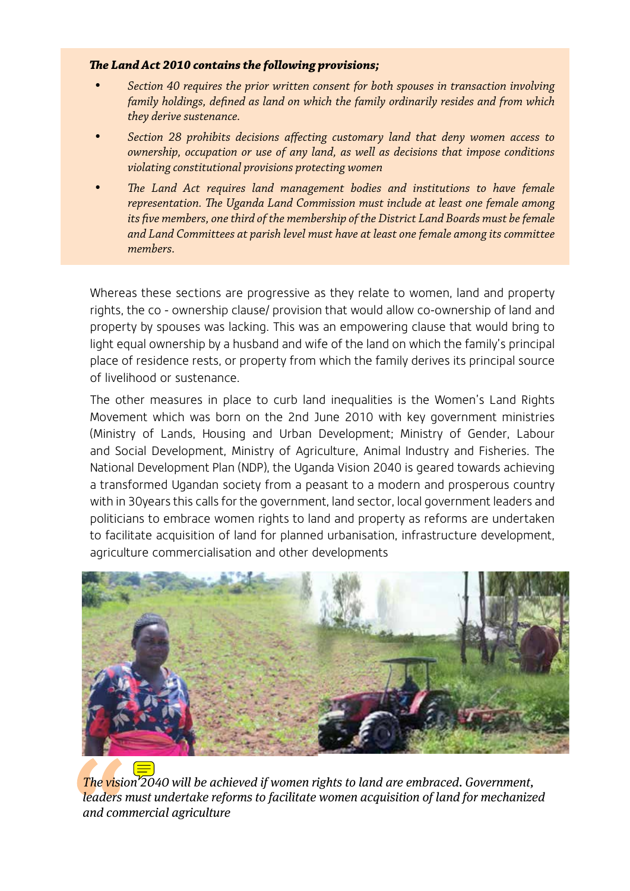***The Land Act 2010 contains the following provisions;***

- *Section 40 requires the prior written consent for both spouses in transaction involving family holdings, defined as land on which the family ordinarily resides and from which they derive sustenance.*
- *Section 28 prohibits decisions affecting customary land that deny women access to ownership, occupation or use of any land, as well as decisions that impose conditions violating constitutional provisions protecting women*
- *The Land Act requires land management bodies and institutions to have female representation. The Uganda Land Commission must include at least one female among its five members, one third of the membership of the District Land Boards must be female and Land Committees at parish level must have at least one female among its committee members.*

Whereas these sections are progressive as they relate to women, land and property rights, the co - ownership clause/ provision that would allow co-ownership of land and property by spouses was lacking. This was an empowering clause that would bring to light equal ownership by a husband and wife of the land on which the family's principal place of residence rests, or property from which the family derives its principal source of livelihood or sustenance.

The other measures in place to curb land inequalities is the Women's Land Rights Movement which was born on the 2nd June 2010 with key government ministries (Ministry of Lands, Housing and Urban Development; Ministry of Gender, Labour and Social Development, Ministry of Agriculture, Animal Industry and Fisheries. The National Development Plan (NDP), the Uganda Vision 2040 is geared towards achieving a transformed Ugandan society from a peasant to a modern and prosperous country with in 30years this calls for the government, land sector, local government leaders and politicians to embrace women rights to land and property as reforms are undertaken to facilitate acquisition of land for planned urbanisation, infrastructure development, agriculture commercialisation and other developments

*The vision 2040 will be achieved if women rights to land are embraced. Government, leaders must undertake reforms to facilitate women acquisition of land for mechanized and commercial agriculture*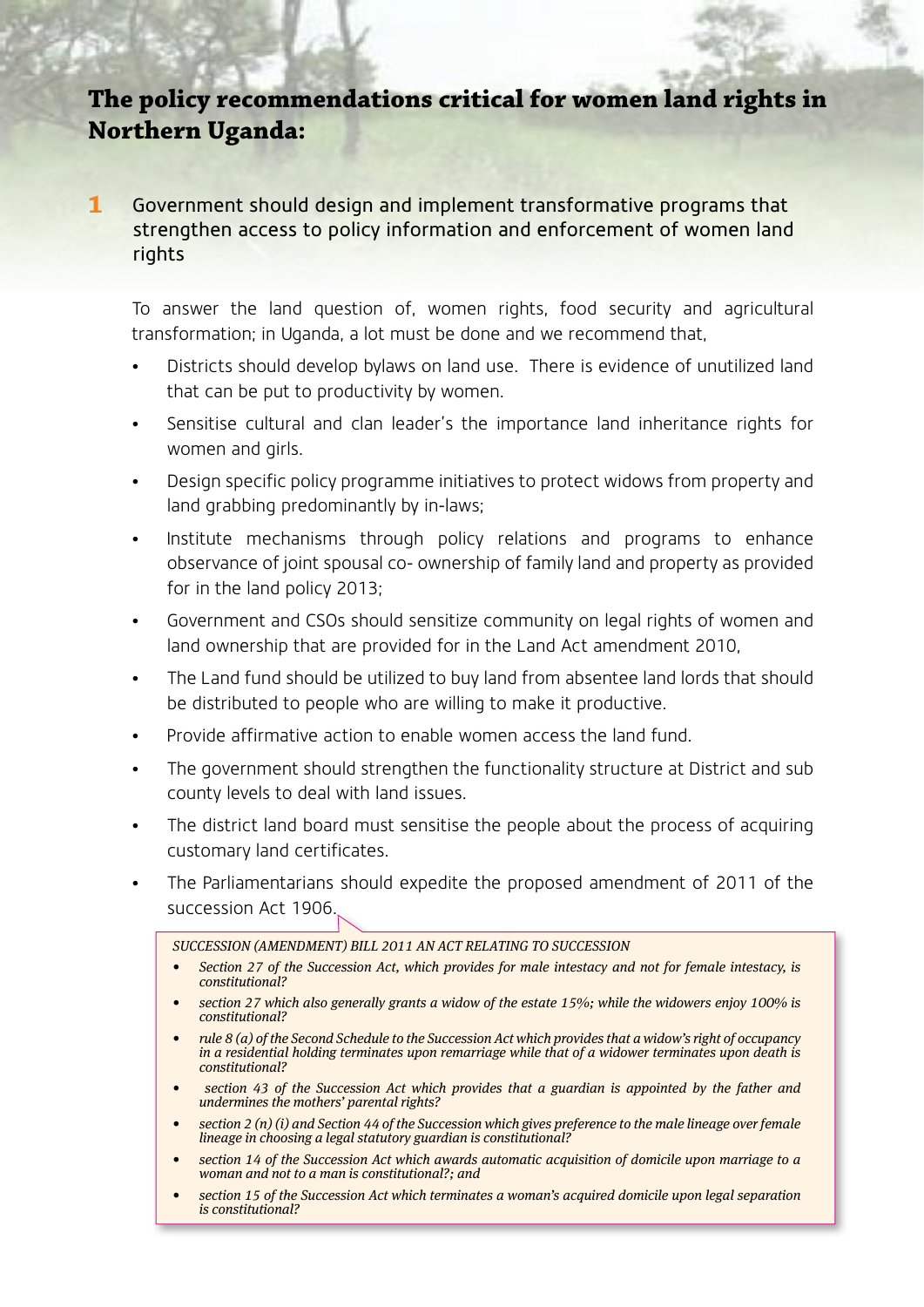## The policy recommendations critical for women land rights in Northern Uganda:

**1** Government should design and implement transformative programs that strengthen access to policy information and enforcement of women land rights

To answer the land question of, women rights, food security and agricultural transformation; in Uganda, a lot must be done and we recommend that,

- Districts should develop bylaws on land use. There is evidence of unutilized land that can be put to productivity by women.
- Sensitise cultural and clan leader's the importance land inheritance rights for women and girls.
- Design specific policy programme initiatives to protect widows from property and land grabbing predominantly by in-laws;
- Institute mechanisms through policy relations and programs to enhance observance of joint spousal co- ownership of family land and property as provided for in the land policy 2013;
- Government and CSOs should sensitize community on legal rights of women and land ownership that are provided for in the Land Act amendment 2010,
- The Land fund should be utilized to buy land from absentee land lords that should be distributed to people who are willing to make it productive.
- Provide affirmative action to enable women access the land fund.
- The government should strengthen the functionality structure at District and sub county levels to deal with land issues.
- The district land board must sensitise the people about the process of acquiring customary land certificates.
- The Parliamentarians should expedite the proposed amendment of 2011 of the succession Act 1906.

*SUCCESSION (AMENDMENT) BILL 2011 AN ACT RELATING TO SUCCESSION*

- *Section 27 of the Succession Act, which provides for male intestacy and not for female intestacy, is constitutional?*
- *section 27 which also generally grants a widow of the estate 15%; while the widowers enjoy 100% is constitutional?*
- *rule 8 (a) of the Second Schedule to the Succession Act which provides that a widow's right of occupancy in a residential holding terminates upon remarriage while that of a widower terminates upon death is constitutional?*
- *section 43 of the Succession Act which provides that a guardian is appointed by the father and undermines the mothers' parental rights?*
- *section 2 (n) (i) and Section 44 of the Succession which gives preference to the male lineage over female lineage in choosing a legal statutory guardian is constitutional?*
- *section 14 of the Succession Act which awards automatic acquisition of domicile upon marriage to a woman and not to a man is constitutional?; and*
- *section 15 of the Succession Act which terminates a woman's acquired domicile upon legal separation is constitutional?*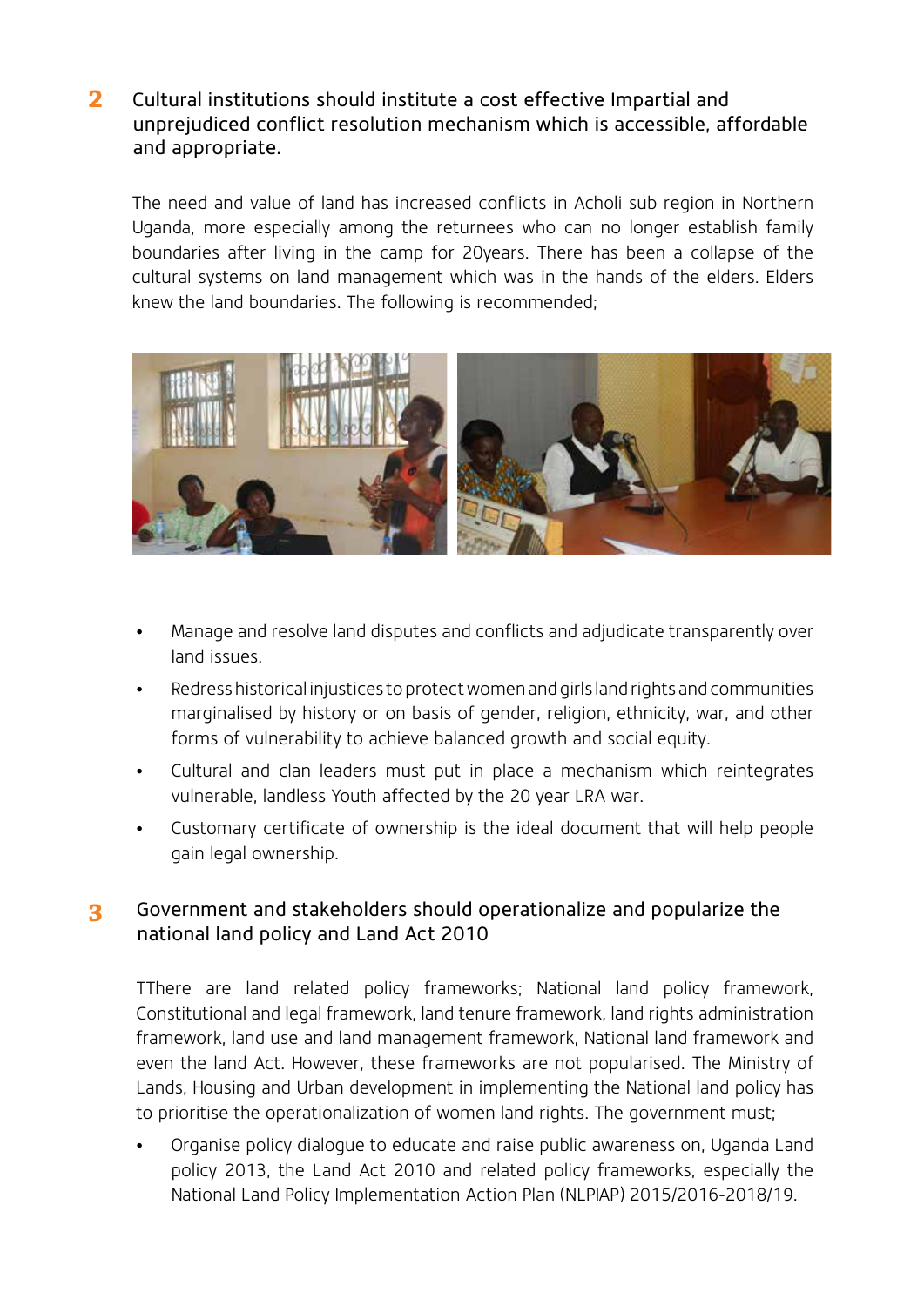## 2 Cultural institutions should institute a cost effective Impartial and unprejudiced conflict resolution mechanism which is accessible, affordable and appropriate.

The need and value of land has increased conflicts in Acholi sub region in Northern Uganda, more especially among the returnees who can no longer establish family boundaries after living in the camp for 20years. There has been a collapse of the cultural systems on land management which was in the hands of the elders. Elders knew the land boundaries. The following is recommended;

- Manage and resolve land disputes and conflicts and adjudicate transparently over land issues.
- Redress historical injustices to protect women and girls land rights and communities marginalised by history or on basis of gender, religion, ethnicity, war, and other forms of vulnerability to achieve balanced growth and social equity.
- Cultural and clan leaders must put in place a mechanism which reintegrates vulnerable, landless Youth affected by the 20 year LRA war.
- Customary certificate of ownership is the ideal document that will help people gain legal ownership.

## 3 Government and stakeholders should operationalize and popularize the national land policy and Land Act 2010

TThere are land related policy frameworks; National land policy framework, Constitutional and legal framework, land tenure framework, land rights administration framework, land use and land management framework, National land framework and even the land Act. However, these frameworks are not popularised. The Ministry of Lands, Housing and Urban development in implementing the National land policy has to prioritise the operationalization of women land rights. The government must;

- Organise policy dialogue to educate and raise public awareness on, Uganda Land policy 2013, the Land Act 2010 and related policy frameworks, especially the National Land Policy Implementation Action Plan (NLPIAP) 2015/2016-2018/19.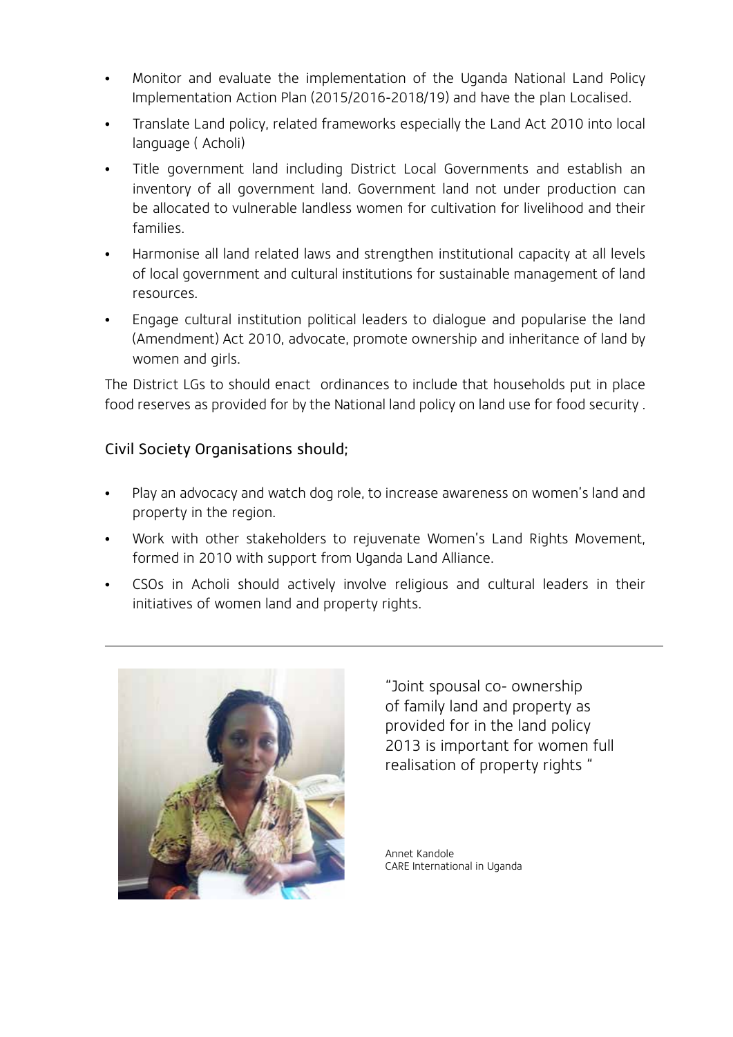- Monitor and evaluate the implementation of the Uganda National Land Policy Implementation Action Plan (2015/2016-2018/19) and have the plan Localised.
- Translate Land policy, related frameworks especially the Land Act 2010 into local language ( Acholi)
- Title government land including District Local Governments and establish an inventory of all government land. Government land not under production can be allocated to vulnerable landless women for cultivation for livelihood and their families.
- Harmonise all land related laws and strengthen institutional capacity at all levels of local government and cultural institutions for sustainable management of land resources.
- Engage cultural institution political leaders to dialogue and popularise the land (Amendment) Act 2010, advocate, promote ownership and inheritance of land by women and girls.

The District LGs to should enact ordinances to include that households put in place food reserves as provided for by the National land policy on land use for food security .

## Civil Society Organisations should;

- Play an advocacy and watch dog role, to increase awareness on women's land and property in the region.
- Work with other stakeholders to rejuvenate Women's Land Rights Movement, formed in 2010 with support from Uganda Land Alliance.
- CSOs in Acholi should actively involve religious and cultural leaders in their initiatives of women land and property rights.

---

"Joint spousal co- ownership of family land and property as provided for in the land policy 2013 is important for women full realisation of property rights "

Annet Kandole
CARE International in Uganda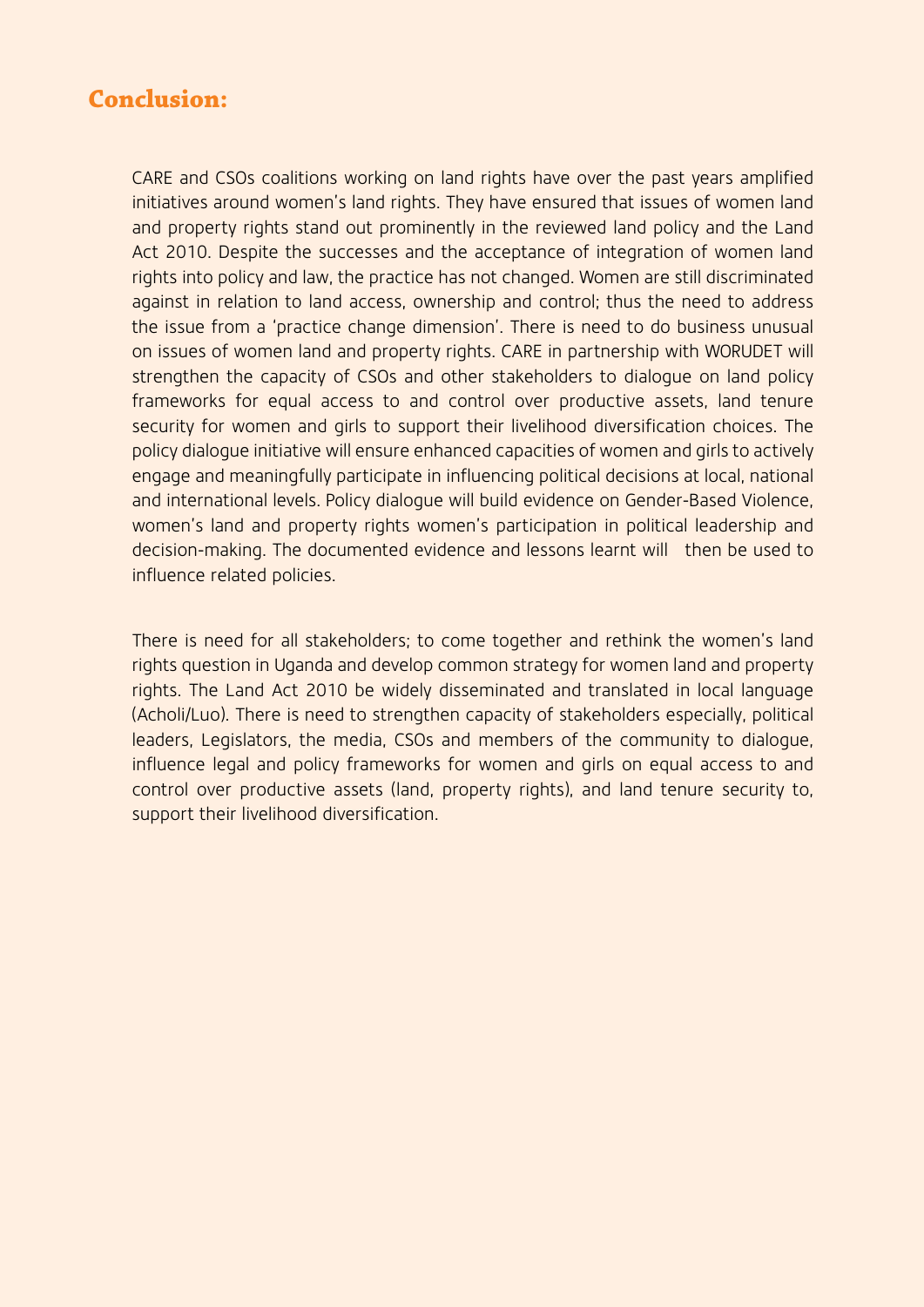## Conclusion:

CARE and CSOs coalitions working on land rights have over the past years amplified initiatives around women's land rights. They have ensured that issues of women land and property rights stand out prominently in the reviewed land policy and the Land Act 2010. Despite the successes and the acceptance of integration of women land rights into policy and law, the practice has not changed. Women are still discriminated against in relation to land access, ownership and control; thus the need to address the issue from a 'practice change dimension'. There is need to do business unusual on issues of women land and property rights. CARE in partnership with WORUDET will strengthen the capacity of CSOs and other stakeholders to dialogue on land policy frameworks for equal access to and control over productive assets, land tenure security for women and girls to support their livelihood diversification choices. The policy dialogue initiative will ensure enhanced capacities of women and girls to actively engage and meaningfully participate in influencing political decisions at local, national and international levels. Policy dialogue will build evidence on Gender-Based Violence, women's land and property rights women's participation in political leadership and decision-making. The documented evidence and lessons learnt will then be used to influence related policies.

There is need for all stakeholders; to come together and rethink the women's land rights question in Uganda and develop common strategy for women land and property rights. The Land Act 2010 be widely disseminated and translated in local language (Acholi/Luo). There is need to strengthen capacity of stakeholders especially, political leaders, Legislators, the media, CSOs and members of the community to dialogue, influence legal and policy frameworks for women and girls on equal access to and control over productive assets (land, property rights), and land tenure security to, support their livelihood diversification.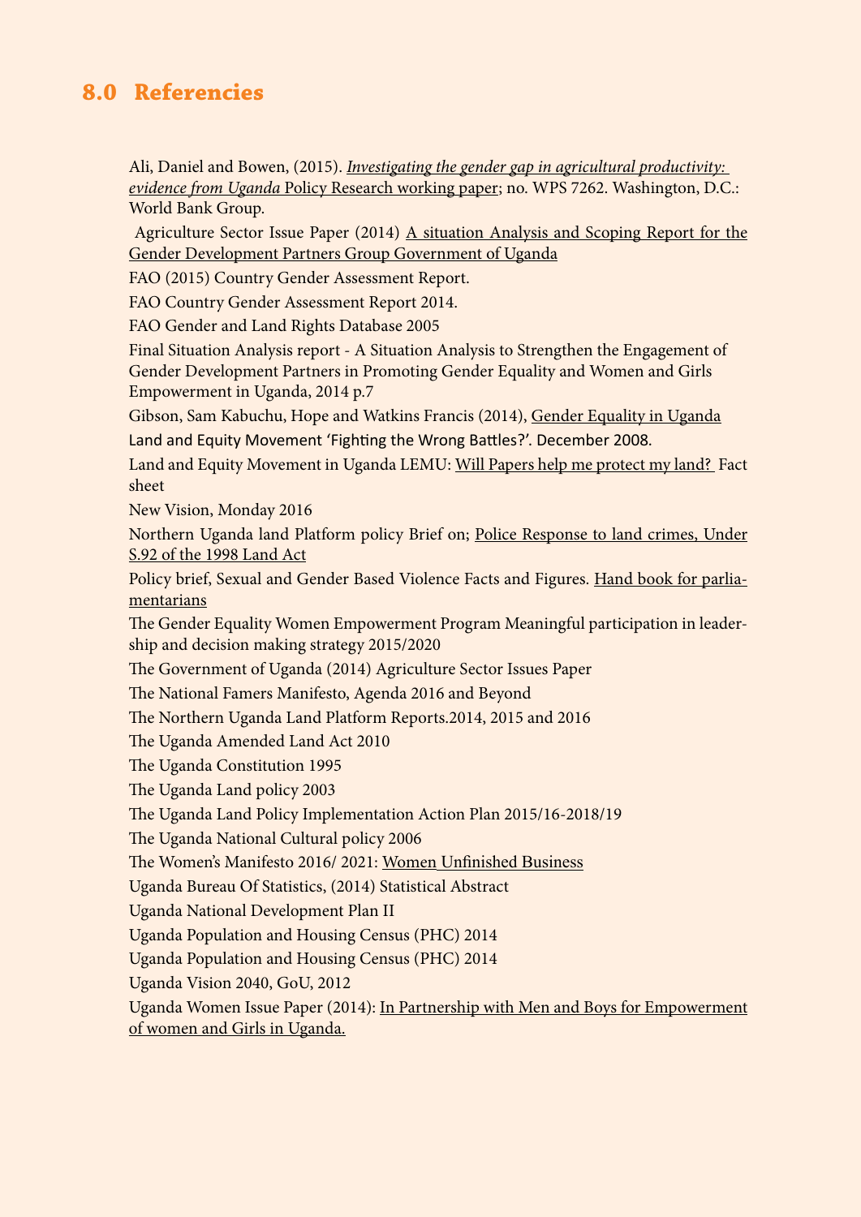## 8.0 Referencies

Ali, Daniel and Bowen, (2015). *Investigating the gender gap in agricultural productivity: evidence from Uganda* Policy Research working paper; no. WPS 7262. Washington, D.C.: World Bank Group.

Agriculture Sector Issue Paper (2014) A situation Analysis and Scoping Report for the Gender Development Partners Group Government of Uganda

FAO (2015) Country Gender Assessment Report.

FAO Country Gender Assessment Report 2014.

FAO Gender and Land Rights Database 2005

Final Situation Analysis report - A Situation Analysis to Strengthen the Engagement of Gender Development Partners in Promoting Gender Equality and Women and Girls Empowerment in Uganda, 2014 p.7

Gibson, Sam Kabuchu, Hope and Watkins Francis (2014), Gender Equality in Uganda

Land and Equity Movement 'Fighting the Wrong Battles?'. December 2008.

Land and Equity Movement in Uganda LEMU: Will Papers help me protect my land? Fact sheet

New Vision, Monday 2016

Northern Uganda land Platform policy Brief on; Police Response to land crimes, Under S.92 of the 1998 Land Act

Policy brief, Sexual and Gender Based Violence Facts and Figures. Hand book for parliamentarians

The Gender Equality Women Empowerment Program Meaningful participation in leadership and decision making strategy 2015/2020

The Government of Uganda (2014) Agriculture Sector Issues Paper

The National Famers Manifesto, Agenda 2016 and Beyond

The Northern Uganda Land Platform Reports.2014, 2015 and 2016

The Uganda Amended Land Act 2010

The Uganda Constitution 1995

The Uganda Land policy 2003

The Uganda Land Policy Implementation Action Plan 2015/16-2018/19

The Uganda National Cultural policy 2006

The Women's Manifesto 2016/ 2021: Women Unfinished Business

Uganda Bureau Of Statistics, (2014) Statistical Abstract

Uganda National Development Plan II

Uganda Population and Housing Census (PHC) 2014

Uganda Population and Housing Census (PHC) 2014

Uganda Vision 2040, GoU, 2012

Uganda Women Issue Paper (2014): In Partnership with Men and Boys for Empowerment of women and Girls in Uganda.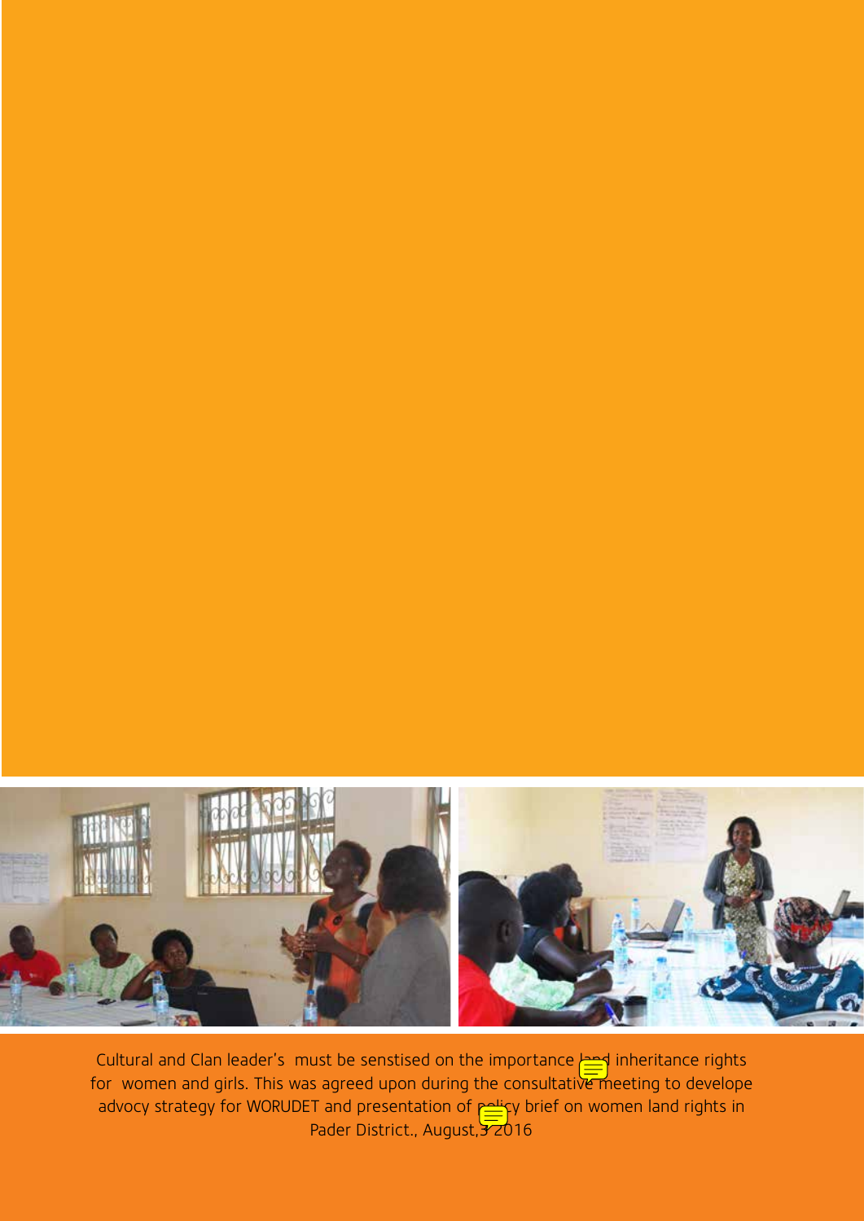Cultural and Clan leader's must be senstised on the importance land inheritance rights for women and girls. This was agreed upon during the consultative meeting to develope advocy strategy for WORUDET and presentation of policy brief on women land rights in Pader District., August,3 2016